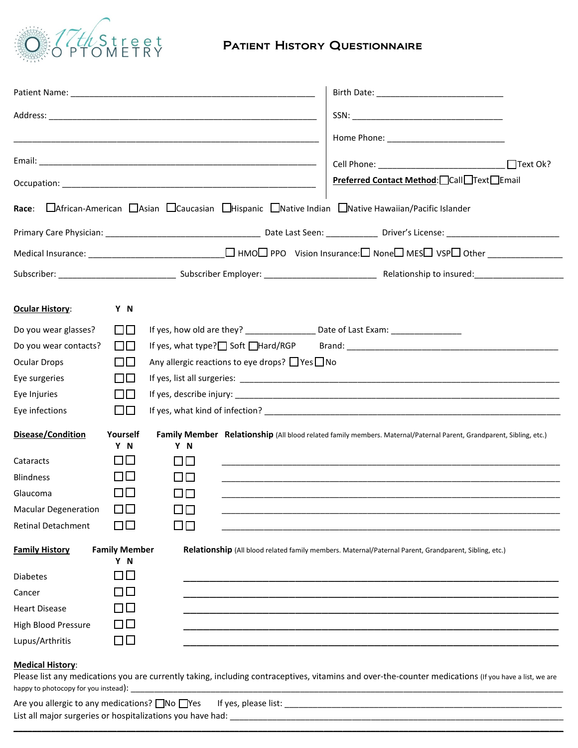17th Street OPTOMETRY

# Patient History Questionnaire

Patient Name: ______________________________________________

Address: ______________________________________________

______________________________________________

Email: ______________________________________________

Occupation: ______________________________________________

Birth Date: ________________________

SSN: ______________________________

Home Phone: ________________________

Cell Phone: ________________________ ☐Text Ok?

**Preferred Contact Method**: ☐Call ☐Text ☐Email

**Race**: ☐African-American ☐Asian ☐Caucasian ☐Hispanic ☐Native Indian ☐Native Hawaiian/Pacific Islander

Primary Care Physician: ____________________________ Date Last Seen: __________ Driver's License: ______________________

Medical Insurance: __________________________ ☐ HMO ☐ PPO Vision Insurance: ☐ None ☐ MES ☐ VSP ☐ Other ______________

Subscriber: ______________________ Subscriber Employer: ______________________ Relationship to insured: __________________

## Ocular History:

| | Y | N | |
|---|---|---|---|
| Do you wear glasses? | ☐ | ☐ | If yes, how old are they? ______________ Date of Last Exam: ______________ |
| Do you wear contacts? | ☐ | ☐ | If yes, what type? ☐ Soft ☐ Hard/RGP Brand: ______________________________ |
| Ocular Drops | ☐ | ☐ | Any allergic reactions to eye drops? ☐ Yes ☐ No |
| Eye surgeries | ☐ | ☐ | If yes, list all surgeries: ______________________________ |
| Eye Injuries | ☐ | ☐ | If yes, describe injury: ______________________________ |
| Eye infections | ☐ | ☐ | If yes, what kind of infection? ______________________________ |

## Disease/Condition

| Disease/Condition | Yourself Y | Yourself N | Family Member Y | Family Member N | Relationship (All blood related family members. Maternal/Paternal Parent, Grandparent, Sibling, etc.) |
|---|---|---|---|---|---|
| Cataracts | ☐ | ☐ | ☐ | ☐ | ______________________________ |
| Blindness | ☐ | ☐ | ☐ | ☐ | ______________________________ |
| Glaucoma | ☐ | ☐ | ☐ | ☐ | ______________________________ |
| Macular Degeneration | ☐ | ☐ | ☐ | ☐ | ______________________________ |
| Retinal Detachment | ☐ | ☐ | ☐ | ☐ | ______________________________ |

## Family History

| Family History | Family Member Y | Family Member N | Relationship (All blood related family members. Maternal/Paternal Parent, Grandparent, Sibling, etc.) |
|---|---|---|---|
| Diabetes | ☐ | ☐ | ______________________________ |
| Cancer | ☐ | ☐ | ______________________________ |
| Heart Disease | ☐ | ☐ | ______________________________ |
| High Blood Pressure | ☐ | ☐ | ______________________________ |
| Lupus/Arthritis | ☐ | ☐ | ______________________________ |

## Medical History:

Please list any medications you are currently taking, including contraceptives, vitamins and over-the-counter medications (If you have a list, we are happy to photocopy for you instead): ______________________________

Are you allergic to any medications? ☐No ☐Yes If yes, please list: ______________________________

List all major surgeries or hospitalizations you have had: ______________________________

______________________________________________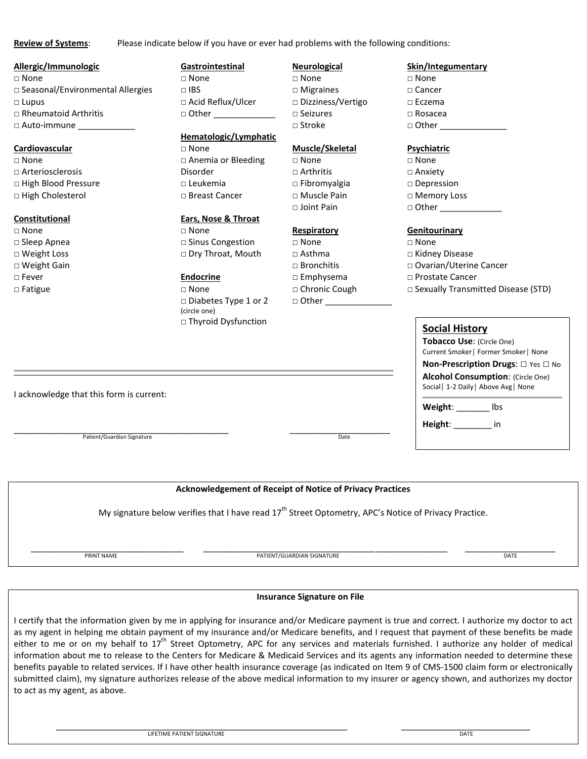**Review of Systems**: Please indicate below if you have or ever had problems with the following conditions:

**Allergic/Immunologic**
- □ None
- □ Seasonal/Environmental Allergies
- □ Lupus
- □ Rheumatoid Arthritis
- □ Auto-immune ____________

**Cardiovascular**
- □ None
- □ Arteriosclerosis
- □ High Blood Pressure
- □ High Cholesterol

**Constitutional**
- □ None
- □ Sleep Apnea
- □ Weight Loss
- □ Weight Gain
- □ Fever
- □ Fatigue

**Gastrointestinal**
- □ None
- □ IBS
- □ Acid Reflux/Ulcer
- □ Other ____________

**Hematologic/Lymphatic**
- □ None
- □ Anemia or Bleeding Disorder
- □ Leukemia
- □ Breast Cancer

**Ears, Nose & Throat**
- □ None
- □ Sinus Congestion
- □ Dry Throat, Mouth

**Endocrine**
- □ None
- □ Diabetes Type 1 or 2 (circle one)
- □ Thyroid Dysfunction

**Neurological**
- □ None
- □ Migraines
- □ Dizziness/Vertigo
- □ Seizures
- □ Stroke

**Muscle/Skeletal**
- □ None
- □ Arthritis
- □ Fibromyalgia
- □ Muscle Pain
- □ Joint Pain

**Respiratory**
- □ None
- □ Asthma
- □ Bronchitis
- □ Emphysema
- □ Chronic Cough
- □ Other ______________

**Skin/Integumentary**
- □ None
- □ Cancer
- □ Eczema
- □ Rosacea
- □ Other ______________

**Psychiatric**
- □ None
- □ Anxiety
- □ Depression
- □ Memory Loss
- □ Other _____________

**Genitourinary**
- □ None
- □ Kidney Disease
- □ Ovarian/Uterine Cancer
- □ Prostate Cancer
- □ Sexually Transmitted Disease (STD)

## Social History

**Tobacco Use**: (Circle One)
Current Smoker| Former Smoker| None

**Non-Prescription Drugs**: ☐ Yes ☐ No

**Alcohol Consumption**: (Circle One)
Social| 1-2 Daily| Above Avg| None

**Weight**: _______ lbs

**Height**: ________ in

I acknowledge that this form is current:

_______________________________________________ Patient/Guardian Signature

______________________ Date

---

**Acknowledgement of Receipt of Notice of Privacy Practices**

My signature below verifies that I have read 17th Street Optometry, APC's Notice of Privacy Practice.

___________________________________ PRINT NAME

________________________________________________________ PATIENT/GUARDIAN SIGNATURE

_____________________ DATE

---

**Insurance Signature on File**

I certify that the information given by me in applying for insurance and/or Medicare payment is true and correct. I authorize my doctor to act as my agent in helping me obtain payment of my insurance and/or Medicare benefits, and I request that payment of these benefits be made either to me or on my behalf to 17th Street Optometry, APC for any services and materials furnished. I authorize any holder of medical information about me to release to the Centers for Medicare & Medicaid Services and its agents any information needed to determine these benefits payable to related services. If I have other health insurance coverage (as indicated on Item 9 of CMS-1500 claim form or electronically submitted claim), my signature authorizes release of the above medical information to my insurer or agency shown, and authorizes my doctor to act as my agent, as above.

_________________________________________________________________ LIFETIME PATIENT SIGNATURE

_____________________________ DATE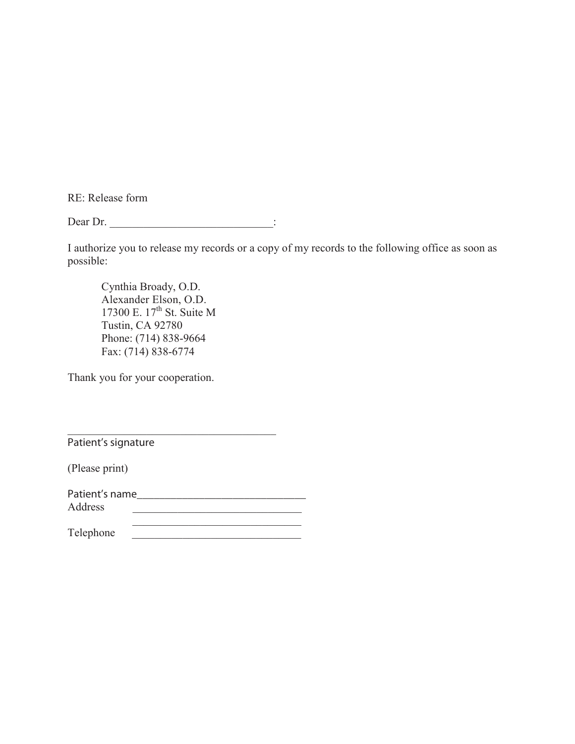RE: Release form

Dear Dr. _____________________________:

I authorize you to release my records or a copy of my records to the following office as soon as possible:

> Cynthia Broady, O.D.
> Alexander Elson, O.D.
> 17300 E. 17th St. Suite M
> Tustin, CA 92780
> Phone: (714) 838-9664
> Fax: (714) 838-6774

Thank you for your cooperation.

_______________________________________
Patient's signature

(Please print)

Patient's name______________________________
Address ______________________________
______________________________
Telephone ______________________________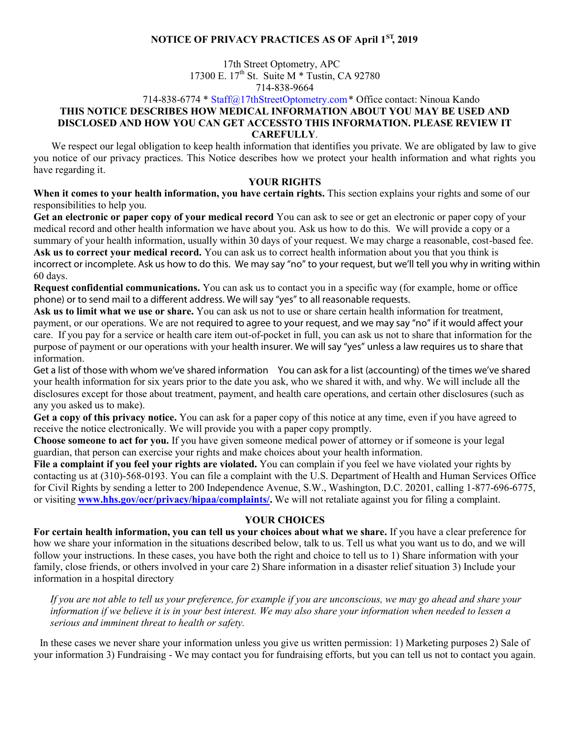## NOTICE OF PRIVACY PRACTICES AS OF April 1[ST], 2019

17th Street Optometry, APC
17300 E. 17[th] St. Suite M * Tustin, CA 92780
714-838-9664
714-838-6774 * Staff@17thStreetOptometry.com * Office contact: Ninoua Kando

**THIS NOTICE DESCRIBES HOW MEDICAL INFORMATION ABOUT YOU MAY BE USED AND DISCLOSED AND HOW YOU CAN GET ACCESSTO THIS INFORMATION. PLEASE REVIEW IT CAREFULLY**.

We respect our legal obligation to keep health information that identifies you private. We are obligated by law to give you notice of our privacy practices. This Notice describes how we protect your health information and what rights you have regarding it.

### YOUR RIGHTS

**When it comes to your health information, you have certain rights.** This section explains your rights and some of our responsibilities to help you.

**Get an electronic or paper copy of your medical record** You can ask to see or get an electronic or paper copy of your medical record and other health information we have about you. Ask us how to do this. We will provide a copy or a summary of your health information, usually within 30 days of your request. We may charge a reasonable, cost-based fee.

**Ask us to correct your medical record.** You can ask us to correct health information about you that you think is incorrect or incomplete. Ask us how to do this. We may say "no" to your request, but we'll tell you why in writing within 60 days.

**Request confidential communications.** You can ask us to contact you in a specific way (for example, home or office phone) or to send mail to a different address. We will say "yes" to all reasonable requests.

**Ask us to limit what we use or share.** You can ask us not to use or share certain health information for treatment, payment, or our operations. We are not required to agree to your request, and we may say "no" if it would affect your care. If you pay for a service or health care item out-of-pocket in full, you can ask us not to share that information for the purpose of payment or our operations with your health insurer. We will say "yes" unless a law requires us to share that information.

Get a list of those with whom we've shared information You can ask for a list (accounting) of the times we've shared your health information for six years prior to the date you ask, who we shared it with, and why. We will include all the disclosures except for those about treatment, payment, and health care operations, and certain other disclosures (such as any you asked us to make).

**Get a copy of this privacy notice.** You can ask for a paper copy of this notice at any time, even if you have agreed to receive the notice electronically. We will provide you with a paper copy promptly.

**Choose someone to act for you.** If you have given someone medical power of attorney or if someone is your legal guardian, that person can exercise your rights and make choices about your health information.

**File a complaint if you feel your rights are violated.** You can complain if you feel we have violated your rights by contacting us at (310)-568-0193. You can file a complaint with the U.S. Department of Health and Human Services Office for Civil Rights by sending a letter to 200 Independence Avenue, S.W., Washington, D.C. 20201, calling 1-877-696-6775, or visiting **www.hhs.gov/ocr/privacy/hipaa/complaints/.** We will not retaliate against you for filing a complaint.

### YOUR CHOICES

**For certain health information, you can tell us your choices about what we share.** If you have a clear preference for how we share your information in the situations described below, talk to us. Tell us what you want us to do, and we will follow your instructions. In these cases, you have both the right and choice to tell us to 1) Share information with your family, close friends, or others involved in your care 2) Share information in a disaster relief situation 3) Include your information in a hospital directory

*If you are not able to tell us your preference, for example if you are unconscious, we may go ahead and share your information if we believe it is in your best interest. We may also share your information when needed to lessen a serious and imminent threat to health or safety.*

In these cases we never share your information unless you give us written permission: 1) Marketing purposes 2) Sale of your information 3) Fundraising - We may contact you for fundraising efforts, but you can tell us not to contact you again.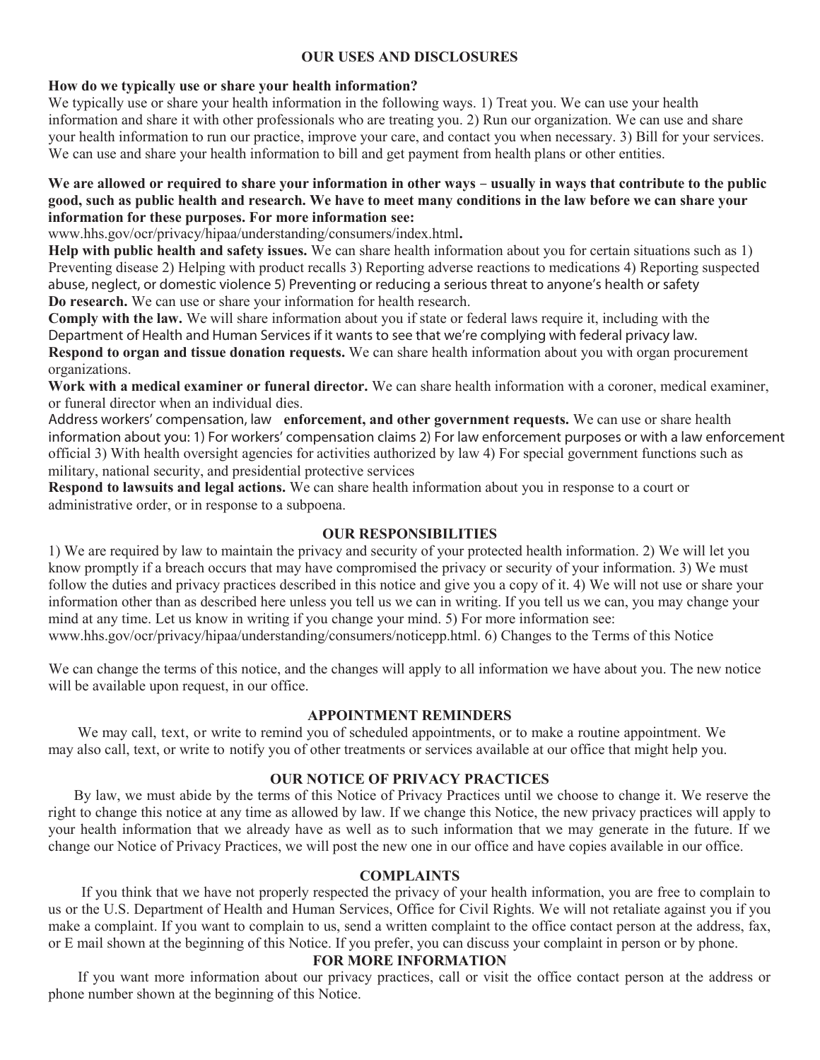## OUR USES AND DISCLOSURES

**How do we typically use or share your health information?**

We typically use or share your health information in the following ways. 1) Treat you. We can use your health information and share it with other professionals who are treating you. 2) Run our organization. We can use and share your health information to run our practice, improve your care, and contact you when necessary. 3) Bill for your services. We can use and share your health information to bill and get payment from health plans or other entities.

**We are allowed or required to share your information in other ways – usually in ways that contribute to the public good, such as public health and research. We have to meet many conditions in the law before we can share your information for these purposes. For more information see:**
www.hhs.gov/ocr/privacy/hipaa/understanding/consumers/index.html**.**

**Help with public health and safety issues.** We can share health information about you for certain situations such as 1) Preventing disease 2) Helping with product recalls 3) Reporting adverse reactions to medications 4) Reporting suspected abuse, neglect, or domestic violence 5) Preventing or reducing a serious threat to anyone's health or safety

**Do research.** We can use or share your information for health research.

**Comply with the law.** We will share information about you if state or federal laws require it, including with the Department of Health and Human Services if it wants to see that we're complying with federal privacy law.

**Respond to organ and tissue donation requests.** We can share health information about you with organ procurement organizations.

**Work with a medical examiner or funeral director.** We can share health information with a coroner, medical examiner, or funeral director when an individual dies.

Address workers' compensation, law **enforcement, and other government requests.** We can use or share health information about you: 1) For workers' compensation claims 2) For law enforcement purposes or with a law enforcement official 3) With health oversight agencies for activities authorized by law 4) For special government functions such as military, national security, and presidential protective services

**Respond to lawsuits and legal actions.** We can share health information about you in response to a court or administrative order, or in response to a subpoena.

## OUR RESPONSIBILITIES

1) We are required by law to maintain the privacy and security of your protected health information. 2) We will let you know promptly if a breach occurs that may have compromised the privacy or security of your information. 3) We must follow the duties and privacy practices described in this notice and give you a copy of it. 4) We will not use or share your information other than as described here unless you tell us we can in writing. If you tell us we can, you may change your mind at any time. Let us know in writing if you change your mind. 5) For more information see: www.hhs.gov/ocr/privacy/hipaa/understanding/consumers/noticepp.html. 6) Changes to the Terms of this Notice

We can change the terms of this notice, and the changes will apply to all information we have about you. The new notice will be available upon request, in our office.

## APPOINTMENT REMINDERS

We may call, text, or write to remind you of scheduled appointments, or to make a routine appointment. We may also call, text, or write to notify you of other treatments or services available at our office that might help you.

## OUR NOTICE OF PRIVACY PRACTICES

By law, we must abide by the terms of this Notice of Privacy Practices until we choose to change it. We reserve the right to change this notice at any time as allowed by law. If we change this Notice, the new privacy practices will apply to your health information that we already have as well as to such information that we may generate in the future. If we change our Notice of Privacy Practices, we will post the new one in our office and have copies available in our office.

## COMPLAINTS

If you think that we have not properly respected the privacy of your health information, you are free to complain to us or the U.S. Department of Health and Human Services, Office for Civil Rights. We will not retaliate against you if you make a complaint. If you want to complain to us, send a written complaint to the office contact person at the address, fax, or E mail shown at the beginning of this Notice. If you prefer, you can discuss your complaint in person or by phone.

## FOR MORE INFORMATION

If you want more information about our privacy practices, call or visit the office contact person at the address or phone number shown at the beginning of this Notice.